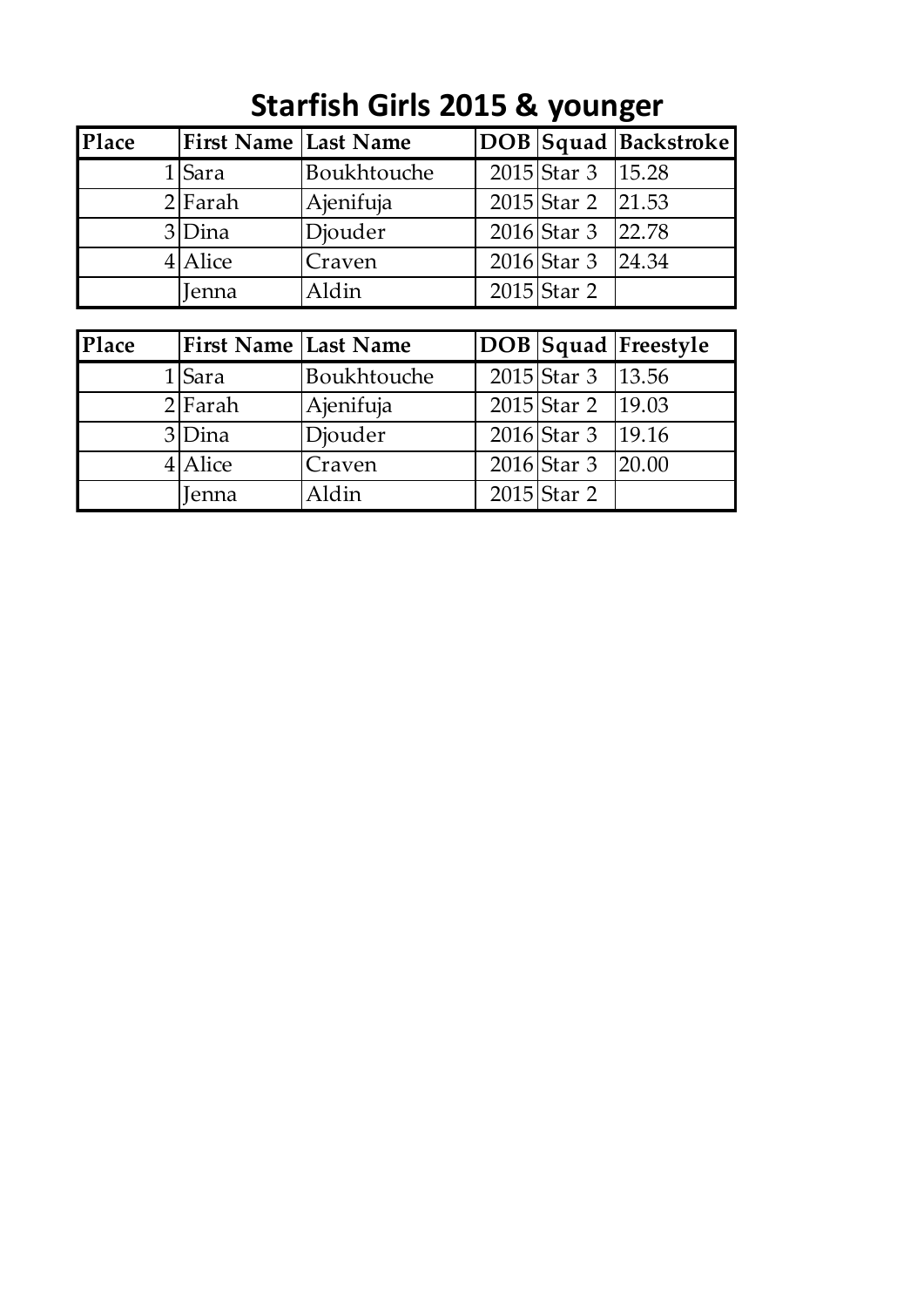# Starfish Girls 2015 & younger

| Place | First Name | Last Name | DOB | Squad | Backstroke |
|---|---|---|---|---|---|
| 1 | Sara | Boukhtouche | 2015 | Star 3 | 15.28 |
| 2 | Farah | Ajenifuja | 2015 | Star 2 | 21.53 |
| 3 | Dina | Djouder | 2016 | Star 3 | 22.78 |
| 4 | Alice | Craven | 2016 | Star 3 | 24.34 |
| | Jenna | Aldin | 2015 | Star 2 | |

| Place | First Name | Last Name | DOB | Squad | Freestyle |
|---|---|---|---|---|---|
| 1 | Sara | Boukhtouche | 2015 | Star 3 | 13.56 |
| 2 | Farah | Ajenifuja | 2015 | Star 2 | 19.03 |
| 3 | Dina | Djouder | 2016 | Star 3 | 19.16 |
| 4 | Alice | Craven | 2016 | Star 3 | 20.00 |
| | Jenna | Aldin | 2015 | Star 2 | |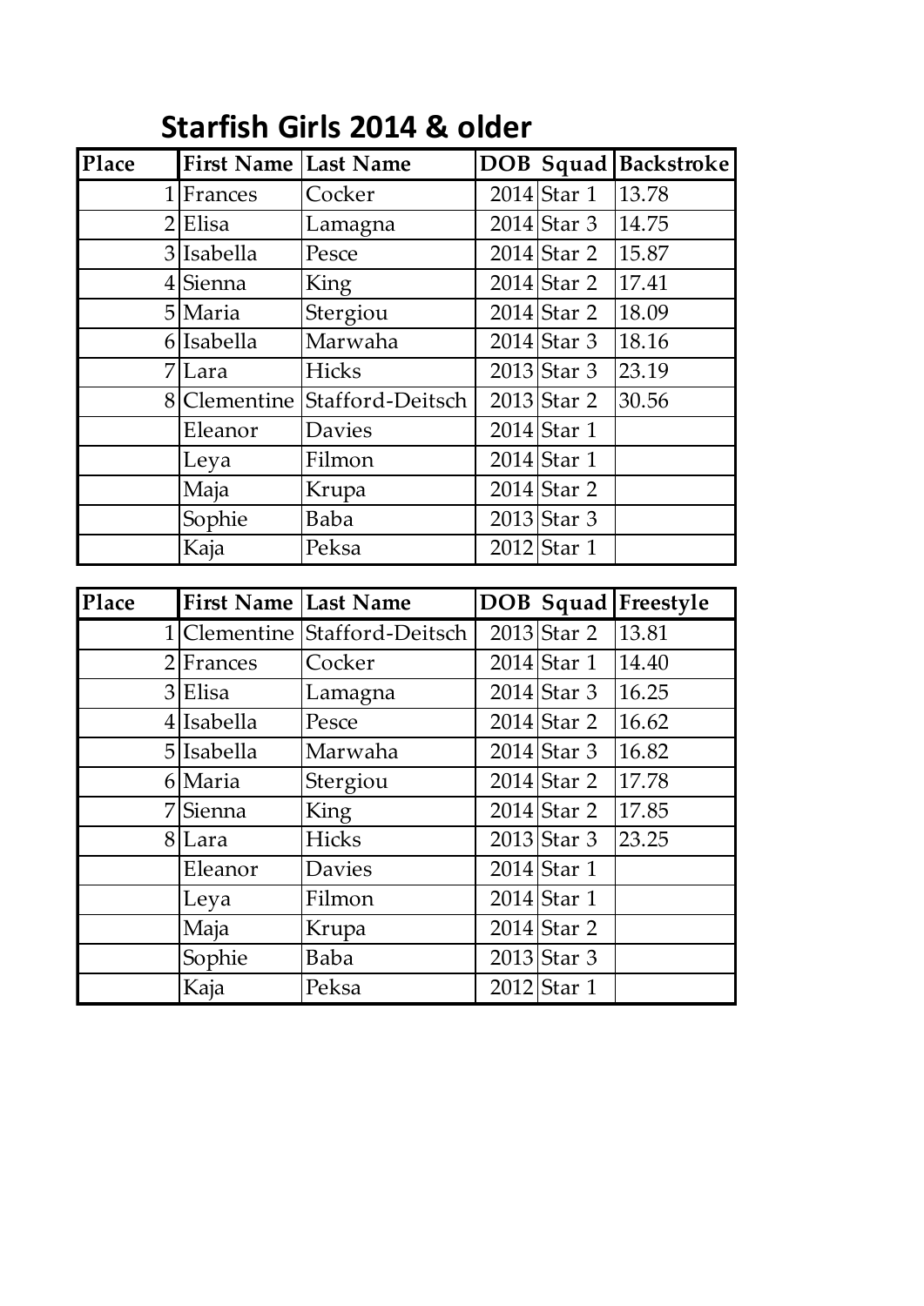## Starfish Girls 2014 & older

| Place | First Name | Last Name | DOB | Squad | Backstroke |
|---|---|---|---|---|---|
| 1 | Frances | Cocker | 2014 | Star 1 | 13.78 |
| 2 | Elisa | Lamagna | 2014 | Star 3 | 14.75 |
| 3 | Isabella | Pesce | 2014 | Star 2 | 15.87 |
| 4 | Sienna | King | 2014 | Star 2 | 17.41 |
| 5 | Maria | Stergiou | 2014 | Star 2 | 18.09 |
| 6 | Isabella | Marwaha | 2014 | Star 3 | 18.16 |
| 7 | Lara | Hicks | 2013 | Star 3 | 23.19 |
| 8 | Clementine | Stafford-Deitsch | 2013 | Star 2 | 30.56 |
| | Eleanor | Davies | 2014 | Star 1 | |
| | Leya | Filmon | 2014 | Star 1 | |
| | Maja | Krupa | 2014 | Star 2 | |
| | Sophie | Baba | 2013 | Star 3 | |
| | Kaja | Peksa | 2012 | Star 1 | |

| Place | First Name | Last Name | DOB | Squad | Freestyle |
|---|---|---|---|---|---|
| 1 | Clementine | Stafford-Deitsch | 2013 | Star 2 | 13.81 |
| 2 | Frances | Cocker | 2014 | Star 1 | 14.40 |
| 3 | Elisa | Lamagna | 2014 | Star 3 | 16.25 |
| 4 | Isabella | Pesce | 2014 | Star 2 | 16.62 |
| 5 | Isabella | Marwaha | 2014 | Star 3 | 16.82 |
| 6 | Maria | Stergiou | 2014 | Star 2 | 17.78 |
| 7 | Sienna | King | 2014 | Star 2 | 17.85 |
| 8 | Lara | Hicks | 2013 | Star 3 | 23.25 |
| | Eleanor | Davies | 2014 | Star 1 | |
| | Leya | Filmon | 2014 | Star 1 | |
| | Maja | Krupa | 2014 | Star 2 | |
| | Sophie | Baba | 2013 | Star 3 | |
| | Kaja | Peksa | 2012 | Star 1 | |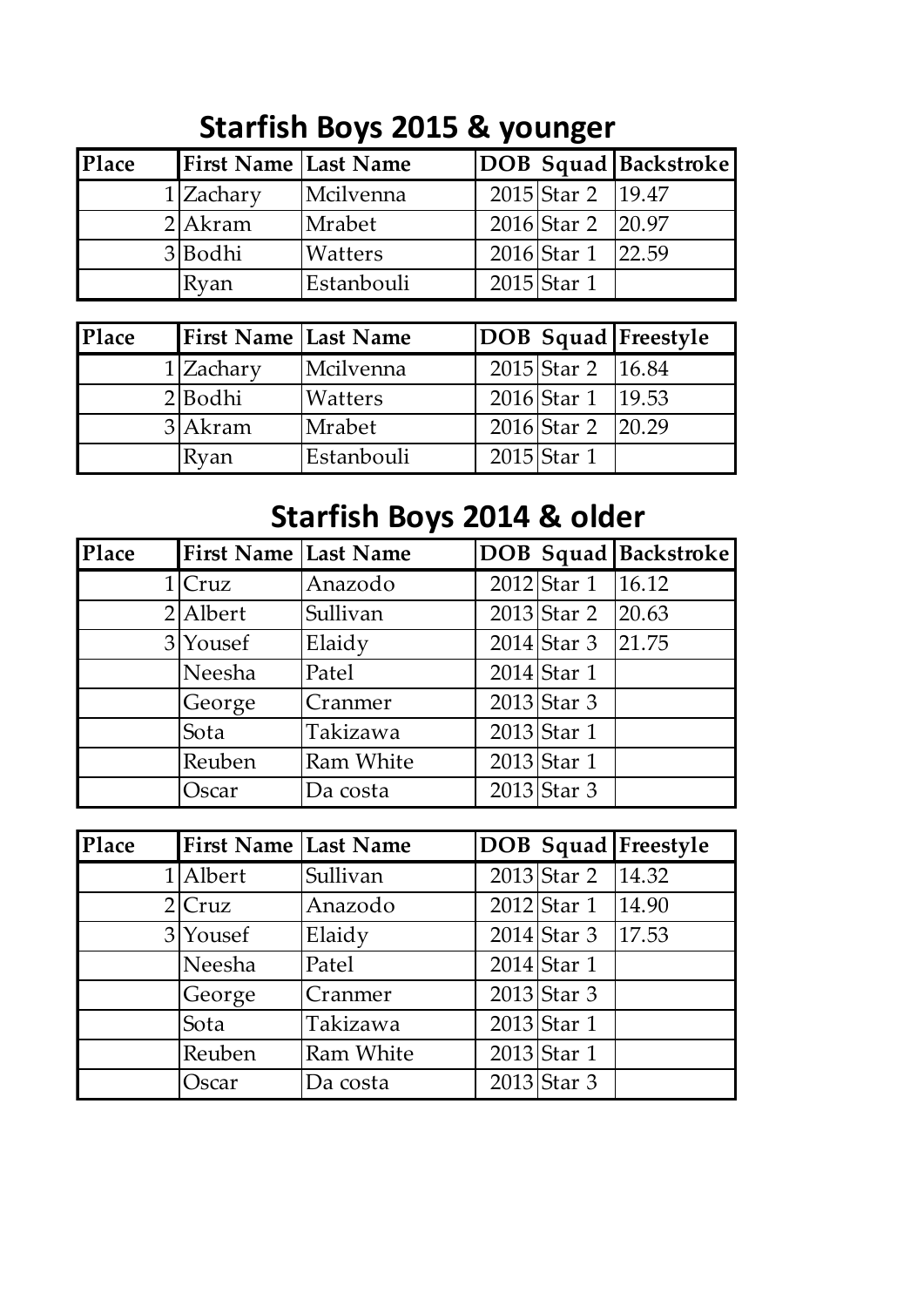## Starfish Boys 2015 & younger

| Place | First Name | Last Name | DOB | Squad | Backstroke |
|---|---|---|---|---|---|
| 1 | Zachary | Mcilvenna | 2015 | Star 2 | 19.47 |
| 2 | Akram | Mrabet | 2016 | Star 2 | 20.97 |
| 3 | Bodhi | Watters | 2016 | Star 1 | 22.59 |
| | Ryan | Estanbouli | 2015 | Star 1 | |

| Place | First Name | Last Name | DOB | Squad | Freestyle |
|---|---|---|---|---|---|
| 1 | Zachary | Mcilvenna | 2015 | Star 2 | 16.84 |
| 2 | Bodhi | Watters | 2016 | Star 1 | 19.53 |
| 3 | Akram | Mrabet | 2016 | Star 2 | 20.29 |
| | Ryan | Estanbouli | 2015 | Star 1 | |

## Starfish Boys 2014 & older

| Place | First Name | Last Name | DOB | Squad | Backstroke |
|---|---|---|---|---|---|
| 1 | Cruz | Anazodo | 2012 | Star 1 | 16.12 |
| 2 | Albert | Sullivan | 2013 | Star 2 | 20.63 |
| 3 | Yousef | Elaidy | 2014 | Star 3 | 21.75 |
| | Neesha | Patel | 2014 | Star 1 | |
| | George | Cranmer | 2013 | Star 3 | |
| | Sota | Takizawa | 2013 | Star 1 | |
| | Reuben | Ram White | 2013 | Star 1 | |
| | Oscar | Da costa | 2013 | Star 3 | |

| Place | First Name | Last Name | DOB | Squad | Freestyle |
|---|---|---|---|---|---|
| 1 | Albert | Sullivan | 2013 | Star 2 | 14.32 |
| 2 | Cruz | Anazodo | 2012 | Star 1 | 14.90 |
| 3 | Yousef | Elaidy | 2014 | Star 3 | 17.53 |
| | Neesha | Patel | 2014 | Star 1 | |
| | George | Cranmer | 2013 | Star 3 | |
| | Sota | Takizawa | 2013 | Star 1 | |
| | Reuben | Ram White | 2013 | Star 1 | |
| | Oscar | Da costa | 2013 | Star 3 | |